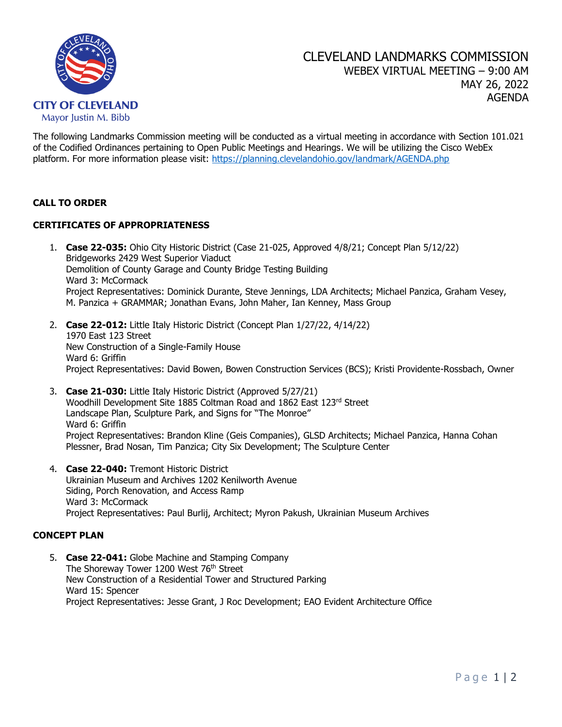CITY OF CLEVELAND
Mayor Justin M. Bibb

# CLEVELAND LANDMARKS COMMISSION

WEBEX VIRTUAL MEETING – 9:00 AM
MAY 26, 2022
AGENDA

The following Landmarks Commission meeting will be conducted as a virtual meeting in accordance with Section 101.021 of the Codified Ordinances pertaining to Open Public Meetings and Hearings. We will be utilizing the Cisco WebEx platform. For more information please visit: https://planning.clevelandohio.gov/landmark/AGENDA.php

## CALL TO ORDER

## CERTIFICATES OF APPROPRIATENESS

1. **Case 22-035:** Ohio City Historic District (Case 21-025, Approved 4/8/21; Concept Plan 5/12/22)
   Bridgeworks 2429 West Superior Viaduct
   Demolition of County Garage and County Bridge Testing Building
   Ward 3: McCormack
   Project Representatives: Dominick Durante, Steve Jennings, LDA Architects; Michael Panzica, Graham Vesey, M. Panzica + GRAMMAR; Jonathan Evans, John Maher, Ian Kenney, Mass Group

2. **Case 22-012:** Little Italy Historic District (Concept Plan 1/27/22, 4/14/22)
   1970 East 123 Street
   New Construction of a Single-Family House
   Ward 6: Griffin
   Project Representatives: David Bowen, Bowen Construction Services (BCS); Kristi Providente-Rossbach, Owner

3. **Case 21-030:** Little Italy Historic District (Approved 5/27/21)
   Woodhill Development Site 1885 Coltman Road and 1862 East 123rd Street
   Landscape Plan, Sculpture Park, and Signs for "The Monroe"
   Ward 6: Griffin
   Project Representatives: Brandon Kline (Geis Companies), GLSD Architects; Michael Panzica, Hanna Cohan Plessner, Brad Nosan, Tim Panzica; City Six Development; The Sculpture Center

4. **Case 22-040:** Tremont Historic District
   Ukrainian Museum and Archives 1202 Kenilworth Avenue
   Siding, Porch Renovation, and Access Ramp
   Ward 3: McCormack
   Project Representatives: Paul Burlij, Architect; Myron Pakush, Ukrainian Museum Archives

## CONCEPT PLAN

5. **Case 22-041:** Globe Machine and Stamping Company
   The Shoreway Tower 1200 West 76th Street
   New Construction of a Residential Tower and Structured Parking
   Ward 15: Spencer
   Project Representatives: Jesse Grant, J Roc Development; EAO Evident Architecture Office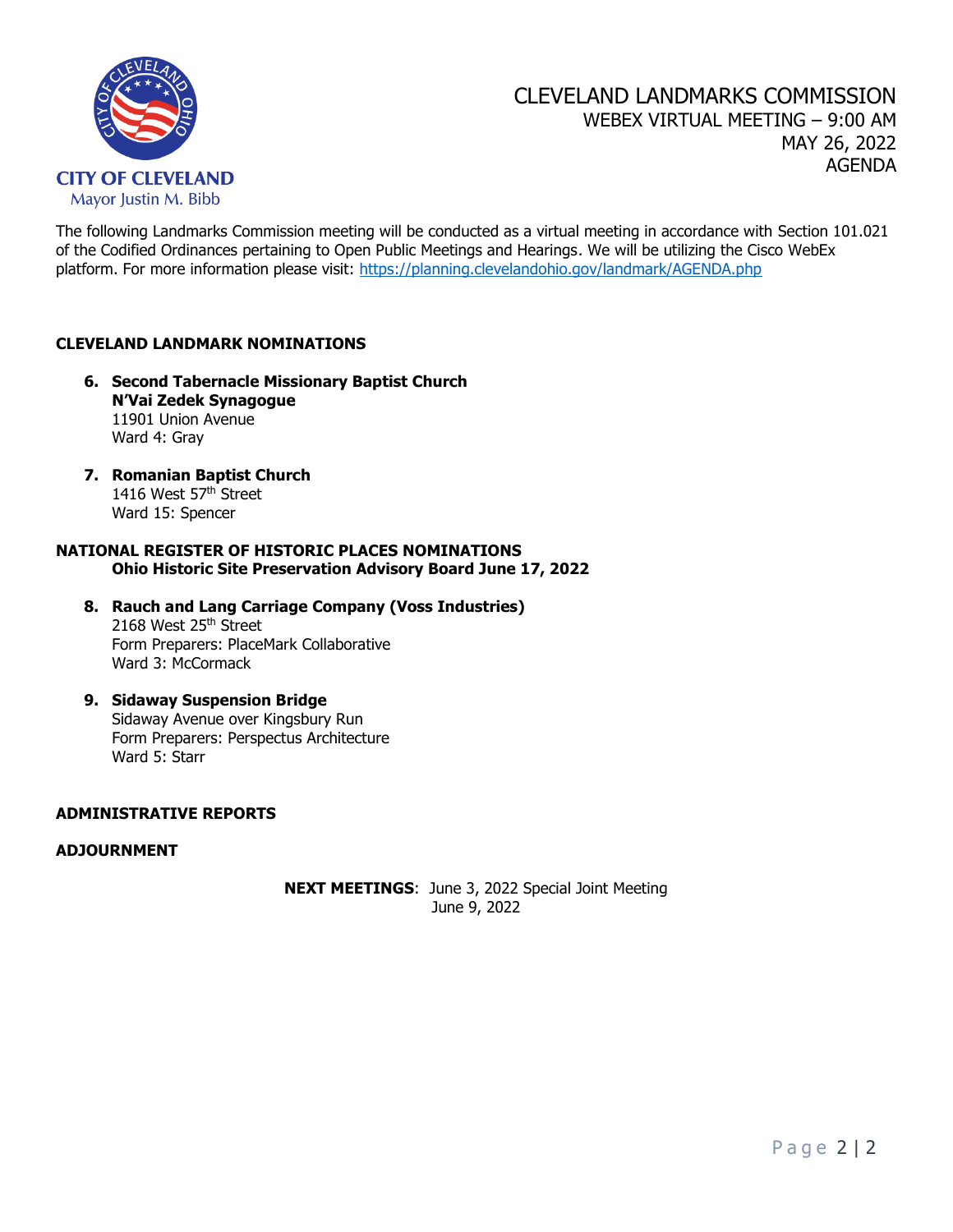CITY OF CLEVELAND
Mayor Justin M. Bibb

# CLEVELAND LANDMARKS COMMISSION
WEBEX VIRTUAL MEETING – 9:00 AM
MAY 26, 2022
AGENDA

The following Landmarks Commission meeting will be conducted as a virtual meeting in accordance with Section 101.021 of the Codified Ordinances pertaining to Open Public Meetings and Hearings. We will be utilizing the Cisco WebEx platform. For more information please visit: https://planning.clevelandohio.gov/landmark/AGENDA.php

## CLEVELAND LANDMARK NOMINATIONS

6. **Second Tabernacle Missionary Baptist Church**
   **N'Vai Zedek Synagogue**
   11901 Union Avenue
   Ward 4: Gray

7. **Romanian Baptist Church**
   1416 West 57th Street
   Ward 15: Spencer

## NATIONAL REGISTER OF HISTORIC PLACES NOMINATIONS
**Ohio Historic Site Preservation Advisory Board June 17, 2022**

8. **Rauch and Lang Carriage Company (Voss Industries)**
   2168 West 25th Street
   Form Preparers: PlaceMark Collaborative
   Ward 3: McCormack

9. **Sidaway Suspension Bridge**
   Sidaway Avenue over Kingsbury Run
   Form Preparers: Perspectus Architecture
   Ward 5: Starr

## ADMINISTRATIVE REPORTS

## ADJOURNMENT

**NEXT MEETINGS**: June 3, 2022 Special Joint Meeting
June 9, 2022